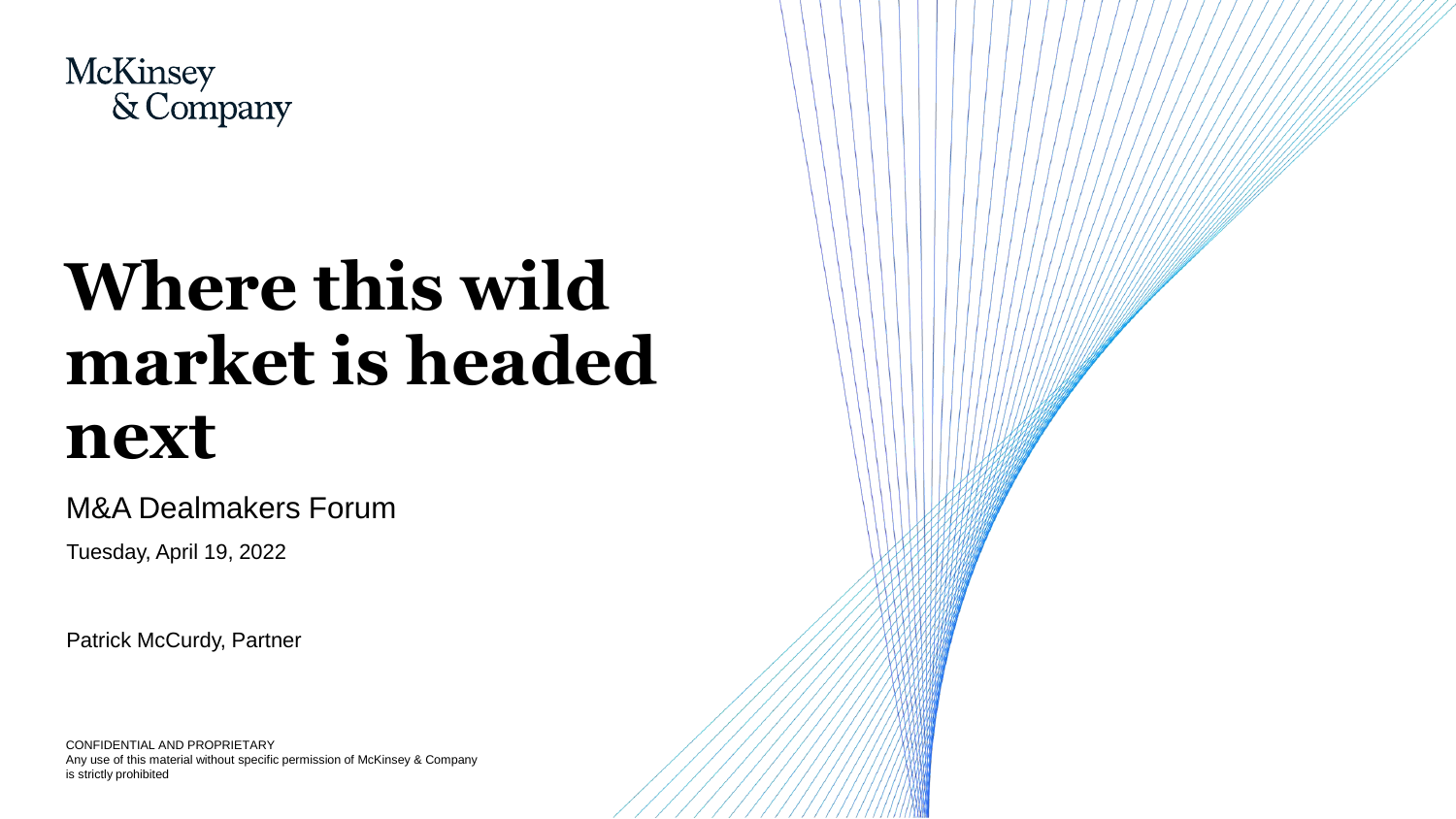McKinsey & Company

# Where this wild market is headed next

M&A Dealmakers Forum

Tuesday, April 19, 2022

Patrick McCurdy, Partner

CONFIDENTIAL AND PROPRIETARY
Any use of this material without specific permission of McKinsey & Company is strictly prohibited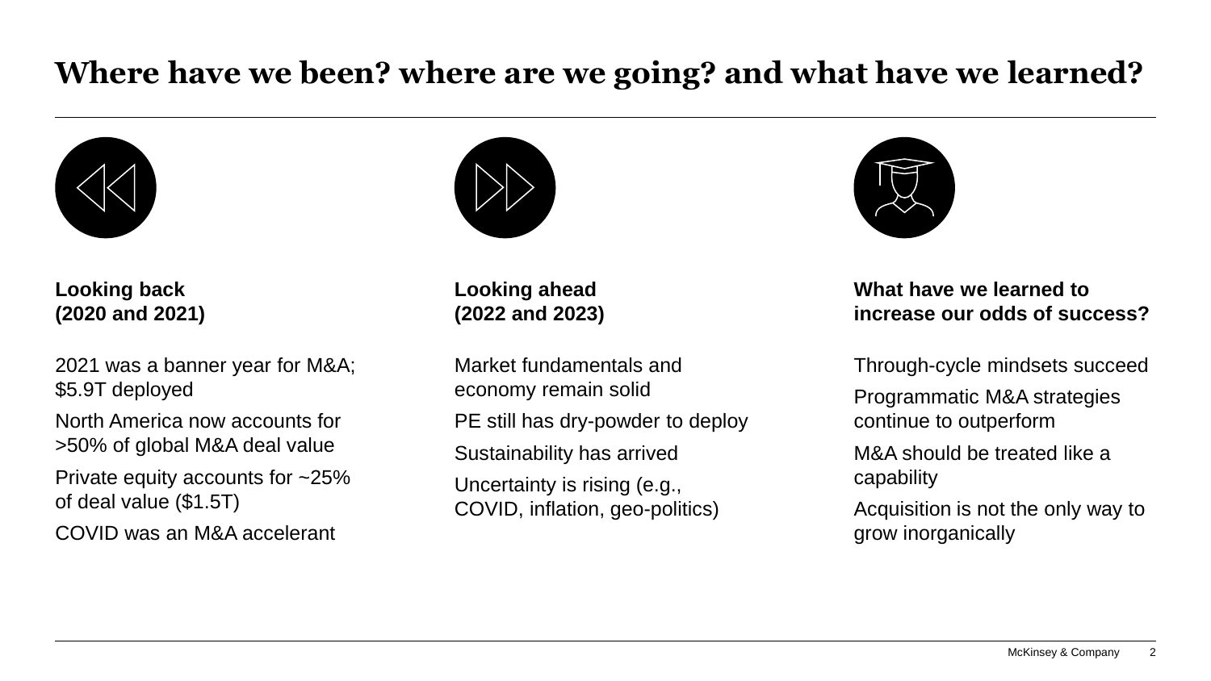# Where have we been? where are we going? and what have we learned?

**Looking back (2020 and 2021)**

2021 was a banner year for M&A; $5.9T deployed

North America now accounts for >50% of global M&A deal value

Private equity accounts for ~25% of deal value ($1.5T)

COVID was an M&A accelerant

**Looking ahead (2022 and 2023)**

Market fundamentals and economy remain solid

PE still has dry-powder to deploy

Sustainability has arrived

Uncertainty is rising (e.g., COVID, inflation, geo-politics)

**What have we learned to increase our odds of success?**

Through-cycle mindsets succeed

Programmatic M&A strategies continue to outperform

M&A should be treated like a capability

Acquisition is not the only way to grow inorganically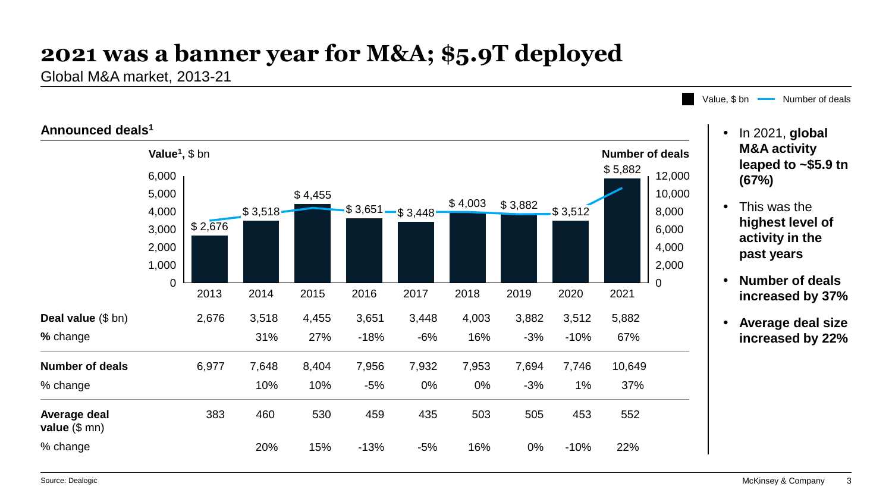# 2021 was a banner year for M&A; $5.9T deployed

Global M&A market, 2013-21

Value, $ bn — Number of deals

## Announced deals[1]

Value[1], $ bn | Number of deals

| | 2013 | 2014 | 2015 | 2016 | 2017 | 2018 | 2019 | 2020 | 2021 |
|---|---|---|---|---|---|---|---|---|---|
| **Deal value** ($ bn) | 2,676 | 3,518 | 4,455 | 3,651 | 3,448 | 4,003 | 3,882 | 3,512 | 5,882 |
| **%** change | | 31% | 27% | -18% | -6% | 16% | -3% | -10% | 67% |
| **Number of deals** | 6,977 | 7,648 | 8,404 | 7,956 | 7,932 | 7,953 | 7,694 | 7,746 | 10,649 |
| % change | | 10% | 10% | -5% | 0% | 0% | -3% | 1% | 37% |
| **Average deal value** ($ mn) | 383 | 460 | 530 | 459 | 435 | 503 | 505 | 453 | 552 |
| % change | | 20% | 15% | -13% | -5% | 16% | 0% | -10% | 22% |

- In 2021, **global M&A activity leaped to ~$5.9 tn (67%)**
- This was the **highest level of activity in the past years**
- **Number of deals increased by 37%**
- **Average deal size increased by 22%**

Source: Dealogic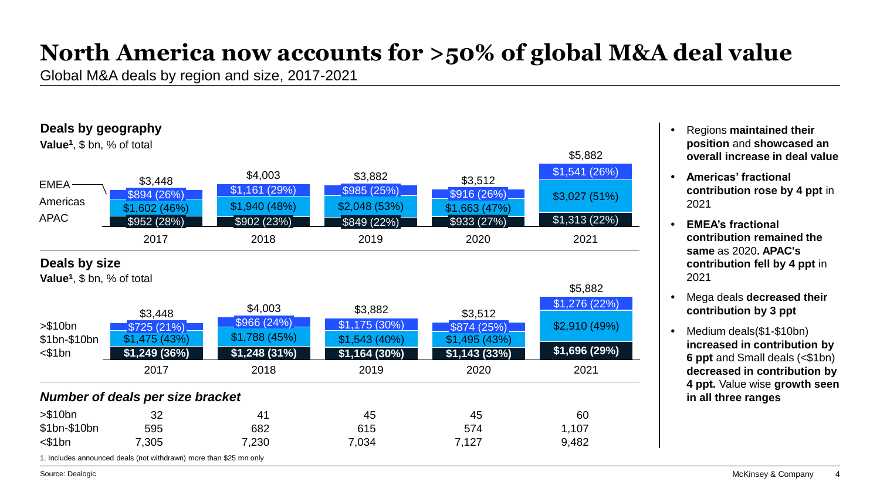# North America now accounts for >50% of global M&A deal value

Global M&A deals by region and size, 2017-2021

## Deals by geography

**Value[1]**, $ bn, % of total

| Region | 2017 | 2018 | 2019 | 2020 | 2021 |
|---|---|---|---|---|---|
| EMEA | $894 (26%) | $1,161 (29%) | $985 (25%) | $916 (26%) | $1,541 (26%) |
| Americas | $1,602 (46%) | $1,940 (48%) | $2,048 (53%) | $1,663 (47%) | $3,027 (51%) |
| APAC | $952 (28%) | $902 (23%) | $849 (22%) | $933 (27%) | $1,313 (22%) |
| Total | $3,448 | $4,003 | $3,882 | $3,512 | $5,882 |

## Deals by size

**Value[1]**, $ bn, % of total

| Size | 2017 | 2018 | 2019 | 2020 | 2021 |
|---|---|---|---|---|---|
| >$10bn | $725 (21%) | $966 (24%) | $1,175 (30%) | $874 (25%) | $1,276 (22%) |
| $1bn-$10bn | $1,475 (43%) | $1,788 (45%) | $1,543 (40%) | $1,495 (43%) | $2,910 (49%) |
| <$1bn | **$1,249 (36%)** | **$1,248 (31%)** | **$1,164 (30%)** | **$1,143 (33%)** | **$1,696 (29%)** |
| Total | $3,448 | $4,003 | $3,882 | $3,512 | $5,882 |

### *Number of deals per size bracket*

| Size | 2017 | 2018 | 2019 | 2020 | 2021 |
|---|---|---|---|---|---|
| >$10bn | 32 | 41 | 45 | 45 | 60 |
| $1bn-$10bn | 595 | 682 | 615 | 574 | 1,107 |
| <$1bn | 7,305 | 7,230 | 7,034 | 7,127 | 9,482 |

1. Includes announced deals (not withdrawn) more than $25 mn only

- Regions **maintained their position** and **showcased an overall increase in deal value**
- **Americas' fractional contribution rose by 4 ppt** in 2021
- **EMEA's fractional contribution remained the same** as 2020**. APAC's contribution fell by 4 ppt** in 2021
- Mega deals **decreased their contribution by 3 ppt**
- Medium deals($1-$10bn) **increased in contribution by 6 ppt** and Small deals (<$1bn) **decreased in contribution by 4 ppt.** Value wise **growth seen in all three ranges**

Source: Dealogic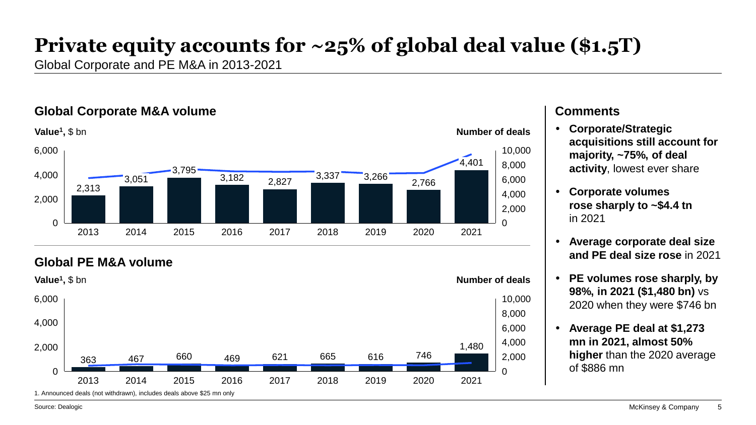# Private equity accounts for ~25% of global deal value ($1.5T)

Global Corporate and PE M&A in 2013-2021

## Global Corporate M&A volume

Value[1], $ bn — Number of deals

| Year | 2013 | 2014 | 2015 | 2016 | 2017 | 2018 | 2019 | 2020 | 2021 |
|---|---|---|---|---|---|---|---|---|---|
| Value ($ bn) | 2,313 | 3,051 | 3,795 | 3,182 | 2,827 | 3,337 | 3,266 | 2,766 | 4,401 |

## Global PE M&A volume

Value[1], $ bn — Number of deals

| Year | 2013 | 2014 | 2015 | 2016 | 2017 | 2018 | 2019 | 2020 | 2021 |
|---|---|---|---|---|---|---|---|---|---|
| Value ($ bn) | 363 | 467 | 660 | 469 | 621 | 665 | 616 | 746 | 1,480 |

1. Announced deals (not withdrawn), includes deals above $25 mn only

## Comments

- **Corporate/Strategic acquisitions still account for majority, ~75%, of deal activity**, lowest ever share
- **Corporate volumes rose sharply to ~$4.4 tn** in 2021
- **Average corporate deal size and PE deal size rose** in 2021
- **PE volumes rose sharply, by 98%, in 2021 ($1,480 bn)** vs 2020 when they were $746 bn
- **Average PE deal at $1,273 mn in 2021, almost 50% higher** than the 2020 average of $886 mn

Source: Dealogic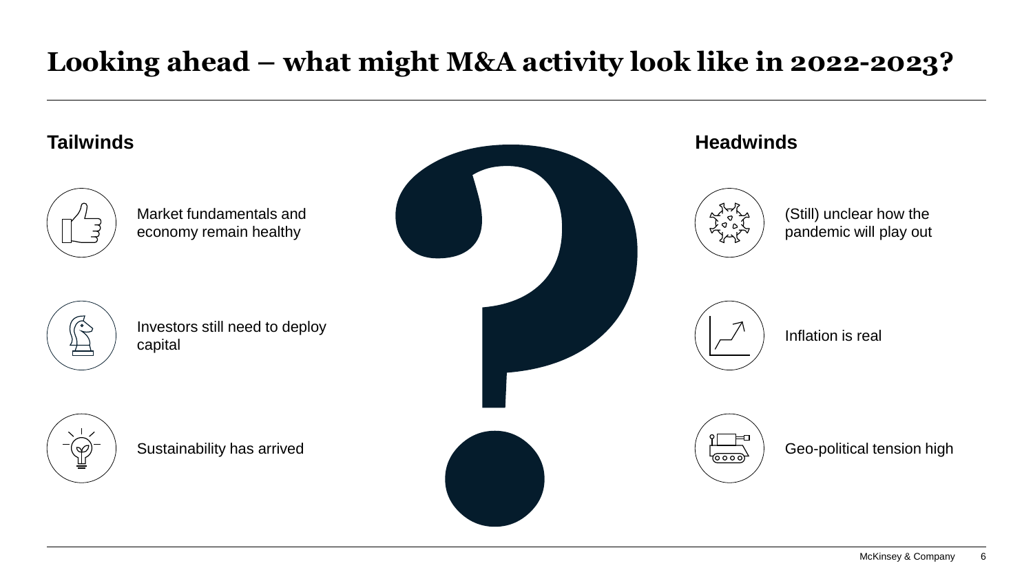# Looking ahead – what might M&A activity look like in 2022-2023?

## Tailwinds

- Market fundamentals and economy remain healthy
- Investors still need to deploy capital
- Sustainability has arrived

## Headwinds

- (Still) unclear how the pandemic will play out
- Inflation is real
- Geo-political tension high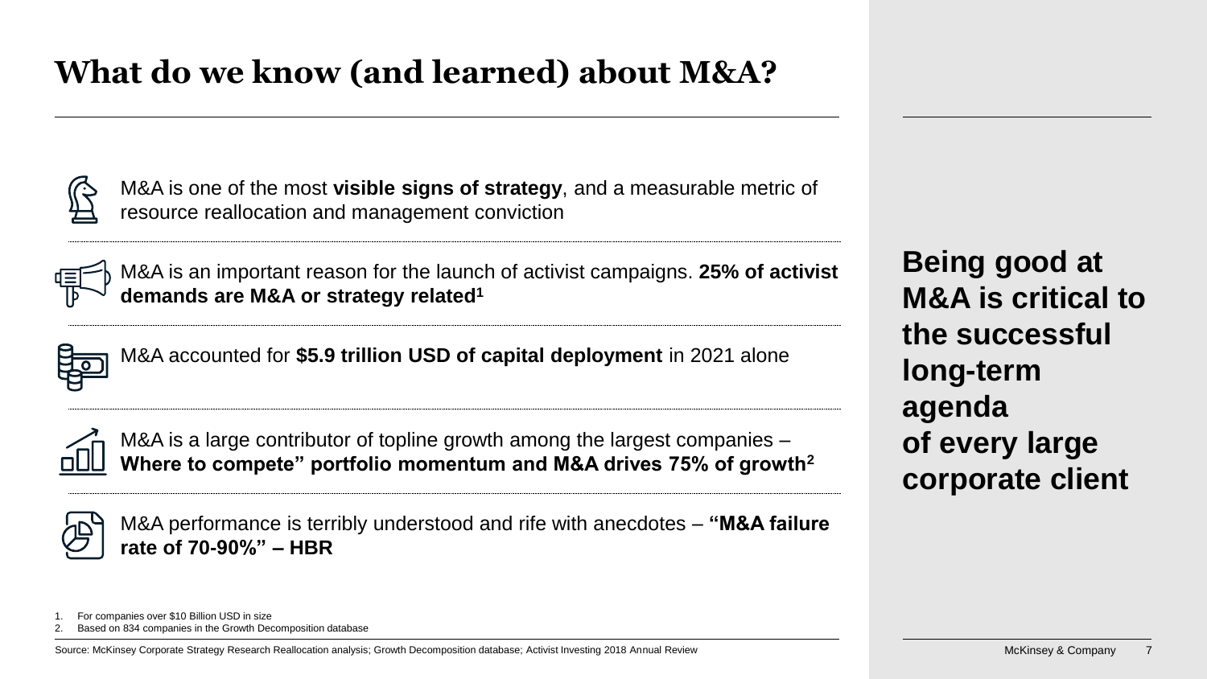# What do we know (and learned) about M&A?

M&A is one of the most **visible signs of strategy**, and a measurable metric of resource reallocation and management conviction

M&A is an important reason for the launch of activist campaigns. **25% of activist demands are M&A or strategy related**[1]

M&A accounted for **$5.9 trillion USD of capital deployment** in 2021 alone

M&A is a large contributor of topline growth among the largest companies – **Where to compete" portfolio momentum and M&A drives 75% of growth**[2]

M&A performance is terribly understood and rife with anecdotes – **"M&A failure rate of 70-90%" – HBR**

**Being good at M&A is critical to the successful long-term agenda of every large corporate client**

1. For companies over $10 Billion USD in size
2. Based on 834 companies in the Growth Decomposition database

Source: McKinsey Corporate Strategy Research Reallocation analysis; Growth Decomposition database; Activist Investing 2018 Annual Review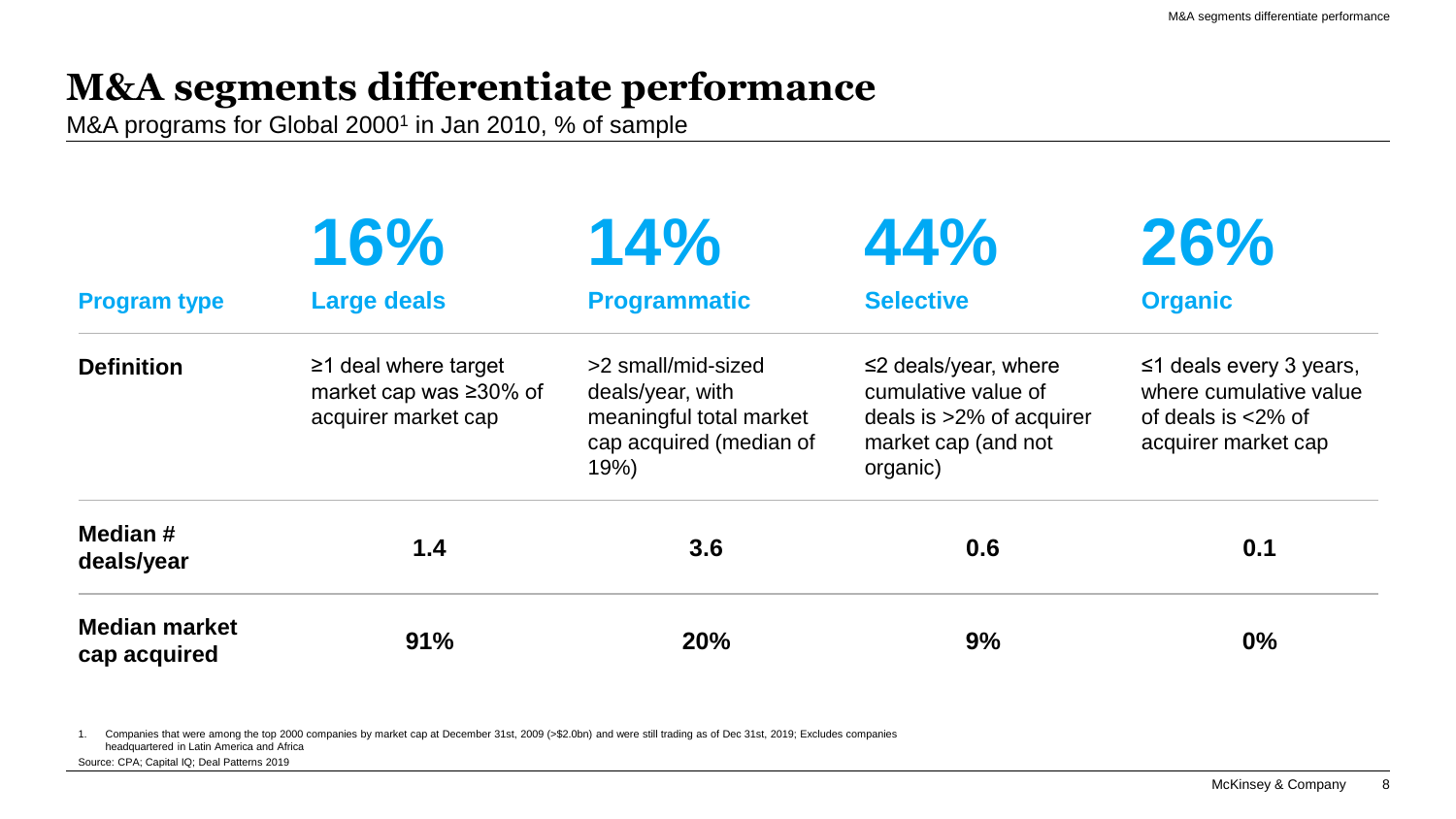# M&A segments differentiate performance

M&A programs for Global 2000[1] in Jan 2010, % of sample

| Program type | 16%<br>Large deals | 14%<br>Programmatic | 44%<br>Selective | 26%<br>Organic |
|---|---|---|---|---|
| **Definition** | ≥1 deal where target market cap was ≥30% of acquirer market cap | >2 small/mid-sized deals/year, with meaningful total market cap acquired (median of 19%) | ≤2 deals/year, where cumulative value of deals is >2% of acquirer market cap (and not organic) | ≤1 deals every 3 years, where cumulative value of deals is <2% of acquirer market cap |
| **Median # deals/year** | **1.4** | **3.6** | **0.6** | **0.1** |
| **Median market cap acquired** | **91%** | **20%** | **9%** | **0%** |

1. Companies that were among the top 2000 companies by market cap at December 31st, 2009 (>$2.0bn) and were still trading as of Dec 31st, 2019; Excludes companies headquartered in Latin America and Africa

Source: CPA; Capital IQ; Deal Patterns 2019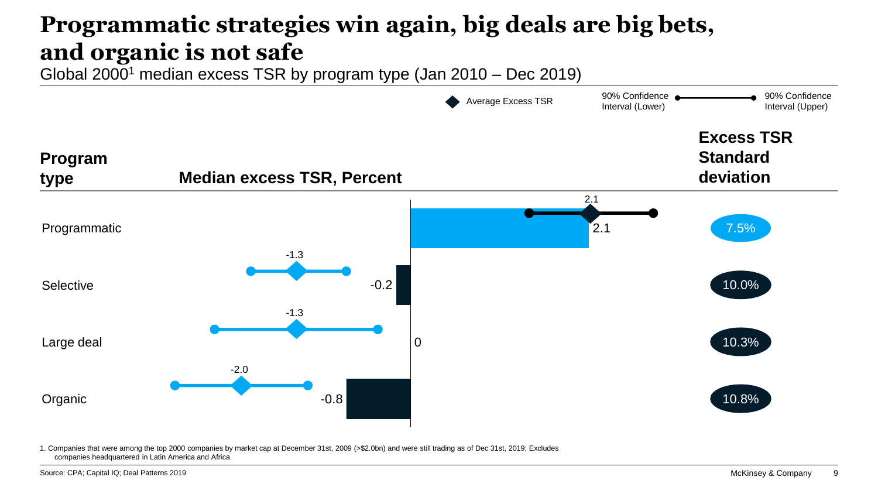# Programmatic strategies win again, big deals are big bets, and organic is not safe

Global 2000[1] median excess TSR by program type (Jan 2010 – Dec 2019)

Legend: Average Excess TSR; 90% Confidence Interval (Lower); 90% Confidence Interval (Upper)

| Program type | Median excess TSR, Percent | Average Excess TSR | Excess TSR Standard deviation |
|---|---|---|---|
| Programmatic | 2.1 | 2.1 | 7.5% |
| Selective | -0.2 | -1.3 | 10.0% |
| Large deal | 0 | -1.3 | 10.3% |
| Organic | -0.8 | -2.0 | 10.8% |

1. Companies that were among the top 2000 companies by market cap at December 31st, 2009 (>$2.0bn) and were still trading as of Dec 31st, 2019; Excludes companies headquartered in Latin America and Africa

Source: CPA; Capital IQ; Deal Patterns 2019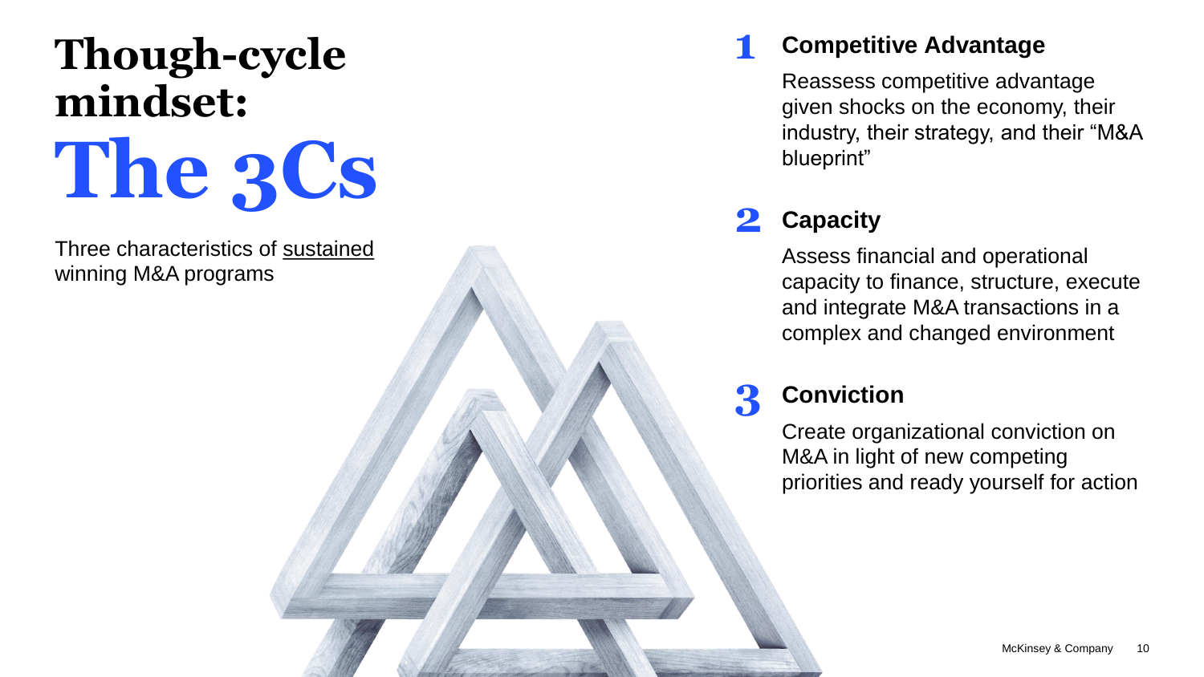# Though-cycle mindset: The 3Cs

Three characteristics of sustained winning M&A programs

## 1 Competitive Advantage

Reassess competitive advantage given shocks on the economy, their industry, their strategy, and their "M&A blueprint"

## 2 Capacity

Assess financial and operational capacity to finance, structure, execute and integrate M&A transactions in a complex and changed environment

## 3 Conviction

Create organizational conviction on M&A in light of new competing priorities and ready yourself for action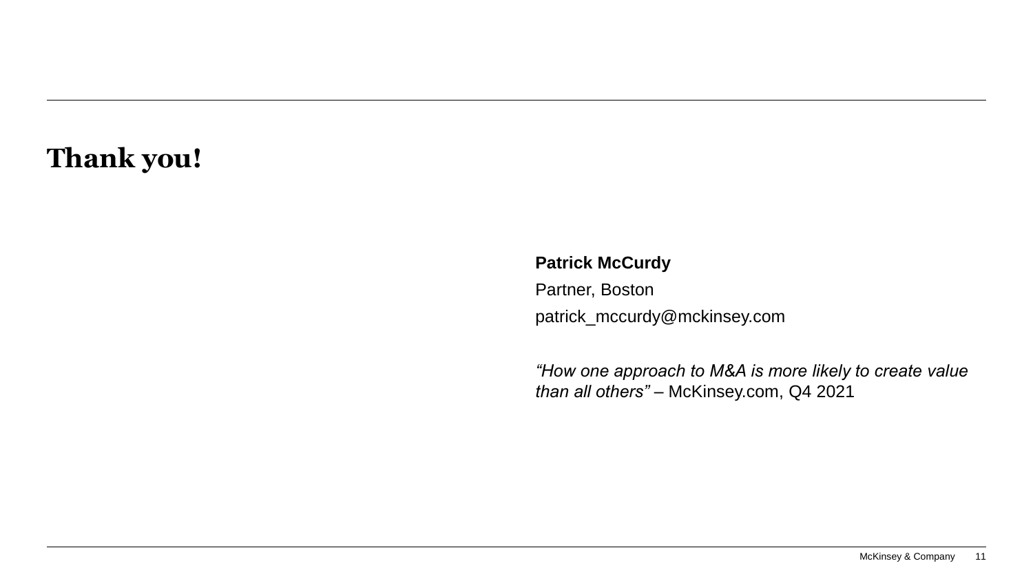# Thank you!

**Patrick McCurdy**

Partner, Boston

patrick_mccurdy@mckinsey.com

*“How one approach to M&A is more likely to create value than all others”* – McKinsey.com, Q4 2021